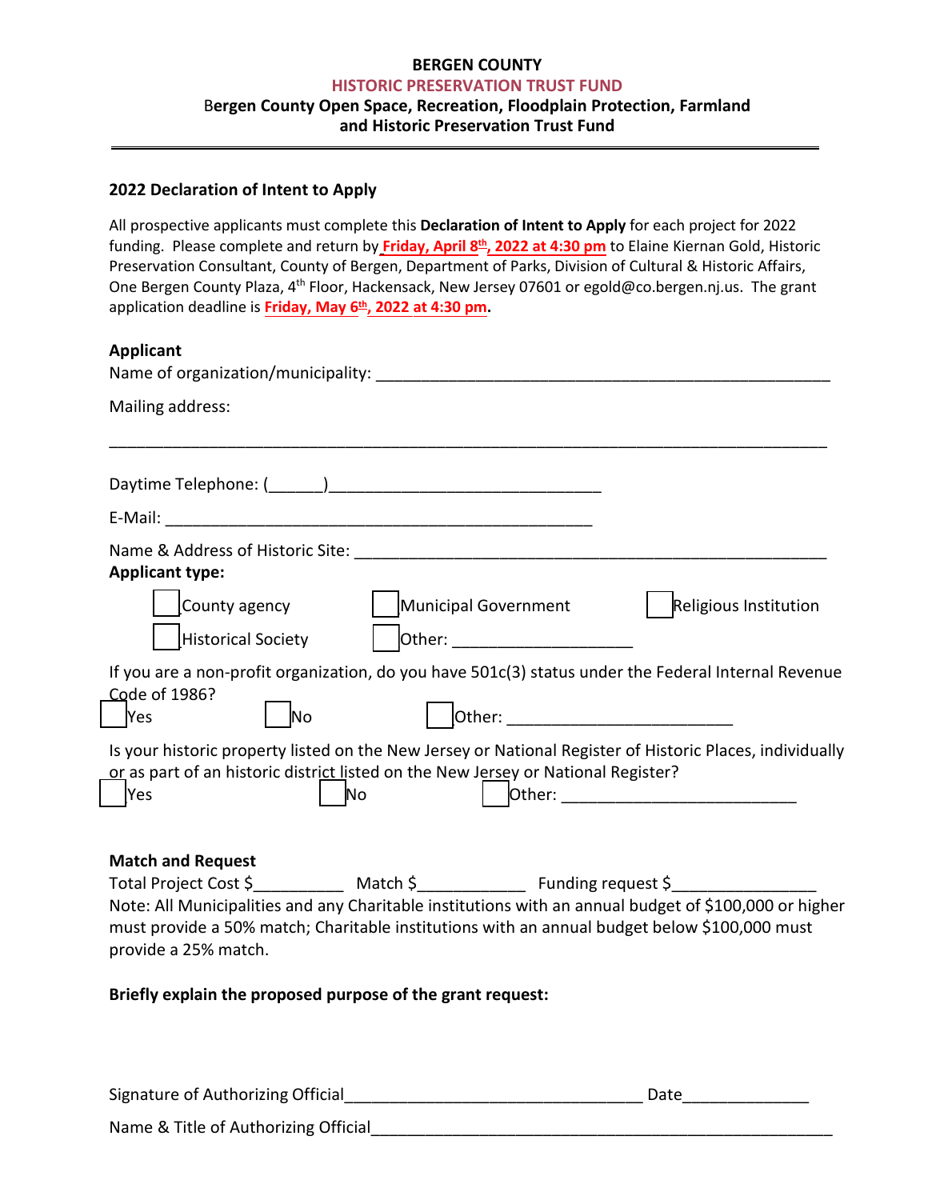**BERGEN COUNTY**
**HISTORIC PRESERVATION TRUST FUND**
**Bergen County Open Space, Recreation, Floodplain Protection, Farmland and Historic Preservation Trust Fund**

---

### 2022 Declaration of Intent to Apply

All prospective applicants must complete this **Declaration of Intent to Apply** for each project for 2022 funding. Please complete and return by **Friday, April 8th, 2022 at 4:30 pm** to Elaine Kiernan Gold, Historic Preservation Consultant, County of Bergen, Department of Parks, Division of Cultural & Historic Affairs, One Bergen County Plaza, 4th Floor, Hackensack, New Jersey 07601 or egold@co.bergen.nj.us. The grant application deadline is **Friday, May 6th, 2022 at 4:30 pm.**

**Applicant**

Name of organization/municipality: ____________________________________________________

Mailing address:

_____________________________________________________________________________

Daytime Telephone: (______)______________________________

E-Mail: _________________________________________________

Name & Address of Historic Site: ______________________________________________________

**Applicant type:**

☐ County agency ☐ Municipal Government ☐ Religious Institution

☐ Historical Society ☐ Other: ____________________

If you are a non-profit organization, do you have 501c(3) status under the Federal Internal Revenue Code of 1986?

☐ Yes ☐ No ☐ Other: ________________________

Is your historic property listed on the New Jersey or National Register of Historic Places, individually or as part of an historic district listed on the New Jersey or National Register?

☐ Yes ☐ No ☐ Other: __________________________

**Match and Request**

Total Project Cost $__________ Match $____________ Funding request $________________

Note: All Municipalities and any Charitable institutions with an annual budget of $100,000 or higher must provide a 50% match; Charitable institutions with an annual budget below $100,000 must provide a 25% match.

**Briefly explain the proposed purpose of the grant request:**

Signature of Authorizing Official________________________________ Date______________

Name & Title of Authorizing Official_____________________________________________________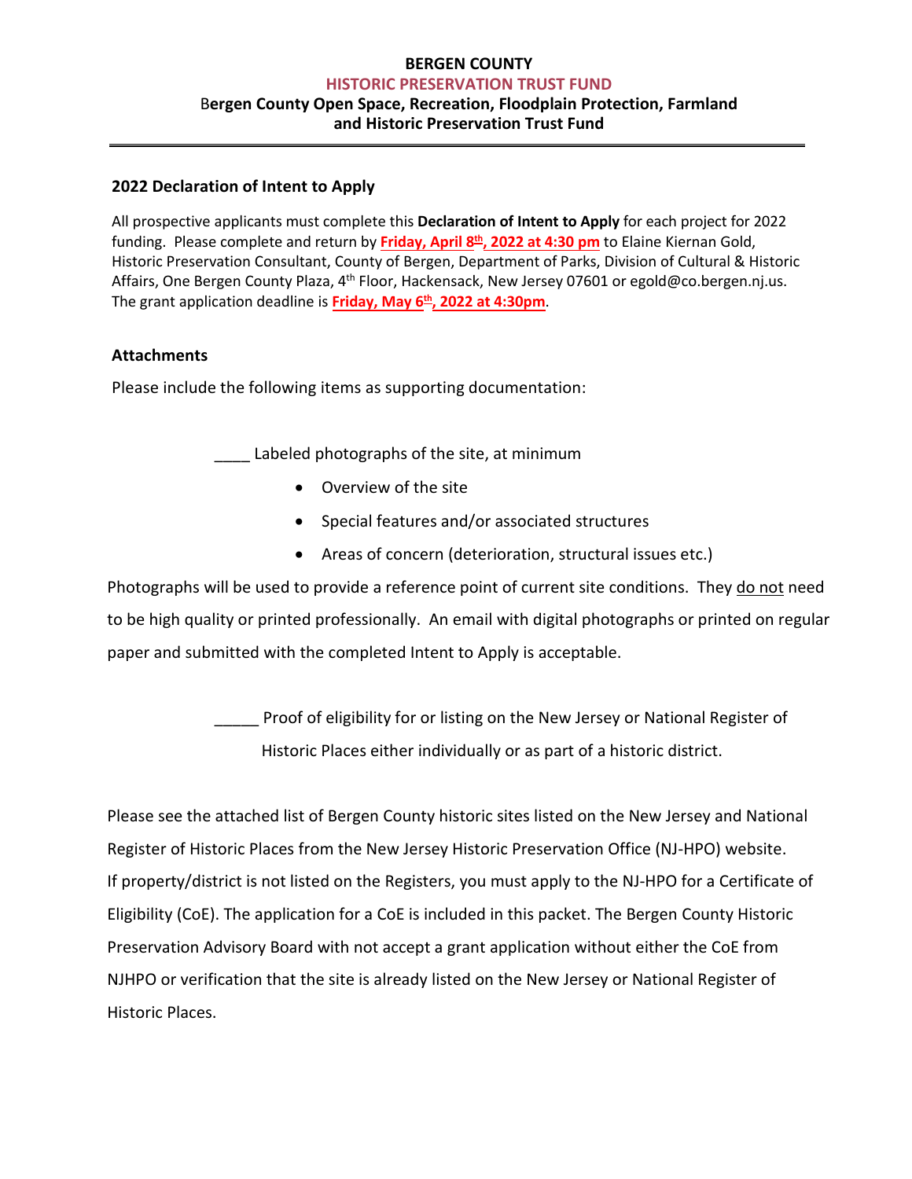**BERGEN COUNTY**

**HISTORIC PRESERVATION TRUST FUND**

**Bergen County Open Space, Recreation, Floodplain Protection, Farmland and Historic Preservation Trust Fund**

---

## 2022 Declaration of Intent to Apply

All prospective applicants must complete this **Declaration of Intent to Apply** for each project for 2022 funding. Please complete and return by **Friday, April 8th, 2022 at 4:30 pm** to Elaine Kiernan Gold, Historic Preservation Consultant, County of Bergen, Department of Parks, Division of Cultural & Historic Affairs, One Bergen County Plaza, 4th Floor, Hackensack, New Jersey 07601 or egold@co.bergen.nj.us. The grant application deadline is **Friday, May 6th, 2022 at 4:30pm**.

## Attachments

Please include the following items as supporting documentation:

____ Labeled photographs of the site, at minimum

- Overview of the site
- Special features and/or associated structures
- Areas of concern (deterioration, structural issues etc.)

Photographs will be used to provide a reference point of current site conditions. They do not need to be high quality or printed professionally. An email with digital photographs or printed on regular paper and submitted with the completed Intent to Apply is acceptable.

_____ Proof of eligibility for or listing on the New Jersey or National Register of Historic Places either individually or as part of a historic district.

Please see the attached list of Bergen County historic sites listed on the New Jersey and National Register of Historic Places from the New Jersey Historic Preservation Office (NJ-HPO) website. If property/district is not listed on the Registers, you must apply to the NJ-HPO for a Certificate of Eligibility (CoE). The application for a CoE is included in this packet. The Bergen County Historic Preservation Advisory Board with not accept a grant application without either the CoE from NJHPO or verification that the site is already listed on the New Jersey or National Register of Historic Places.